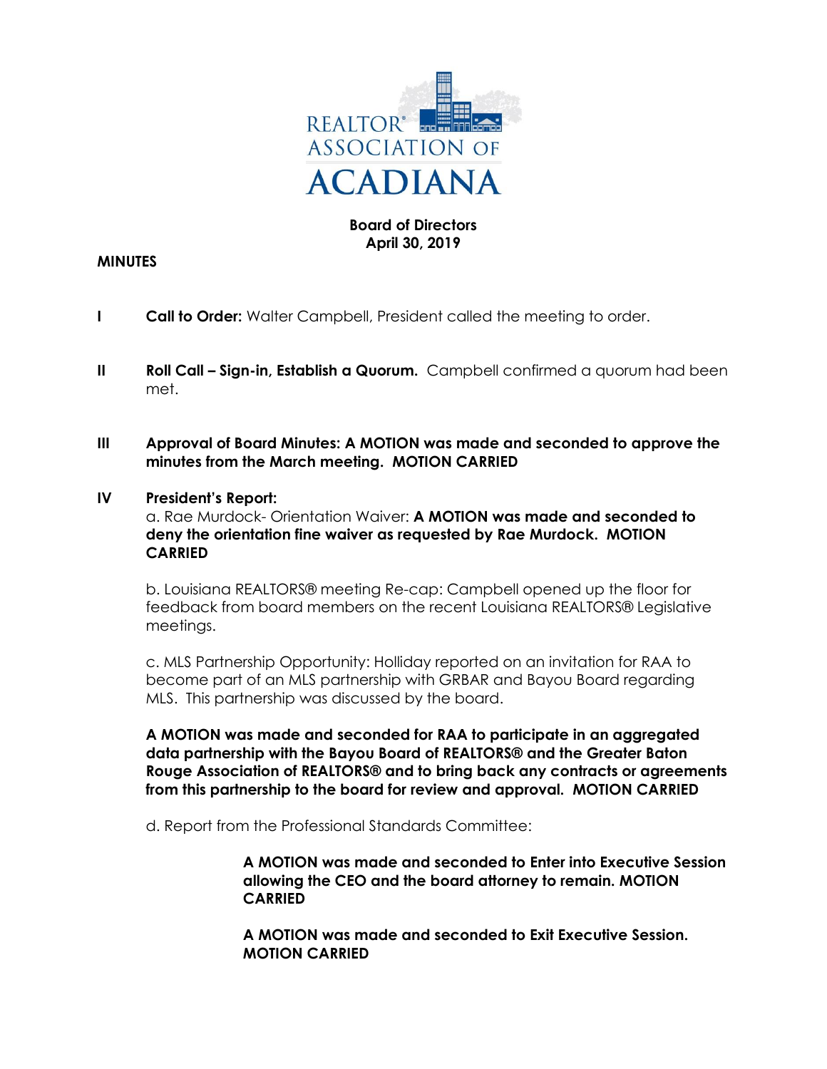REALTOR® ASSOCIATION OF ACADIANA

**Board of Directors**
**April 30, 2019**

**MINUTES**

**I** **Call to Order:** Walter Campbell, President called the meeting to order.

**II** **Roll Call – Sign-in, Establish a Quorum.** Campbell confirmed a quorum had been met.

**III** **Approval of Board Minutes: A MOTION was made and seconded to approve the minutes from the March meeting. MOTION CARRIED**

**IV** **President's Report:**

a. Rae Murdock- Orientation Waiver: **A MOTION was made and seconded to deny the orientation fine waiver as requested by Rae Murdock. MOTION CARRIED**

b. Louisiana REALTORS® meeting Re-cap: Campbell opened up the floor for feedback from board members on the recent Louisiana REALTORS® Legislative meetings.

c. MLS Partnership Opportunity: Holliday reported on an invitation for RAA to become part of an MLS partnership with GRBAR and Bayou Board regarding MLS. This partnership was discussed by the board.

**A MOTION was made and seconded for RAA to participate in an aggregated data partnership with the Bayou Board of REALTORS® and the Greater Baton Rouge Association of REALTORS® and to bring back any contracts or agreements from this partnership to the board for review and approval. MOTION CARRIED**

d. Report from the Professional Standards Committee:

**A MOTION was made and seconded to Enter into Executive Session allowing the CEO and the board attorney to remain. MOTION CARRIED**

**A MOTION was made and seconded to Exit Executive Session. MOTION CARRIED**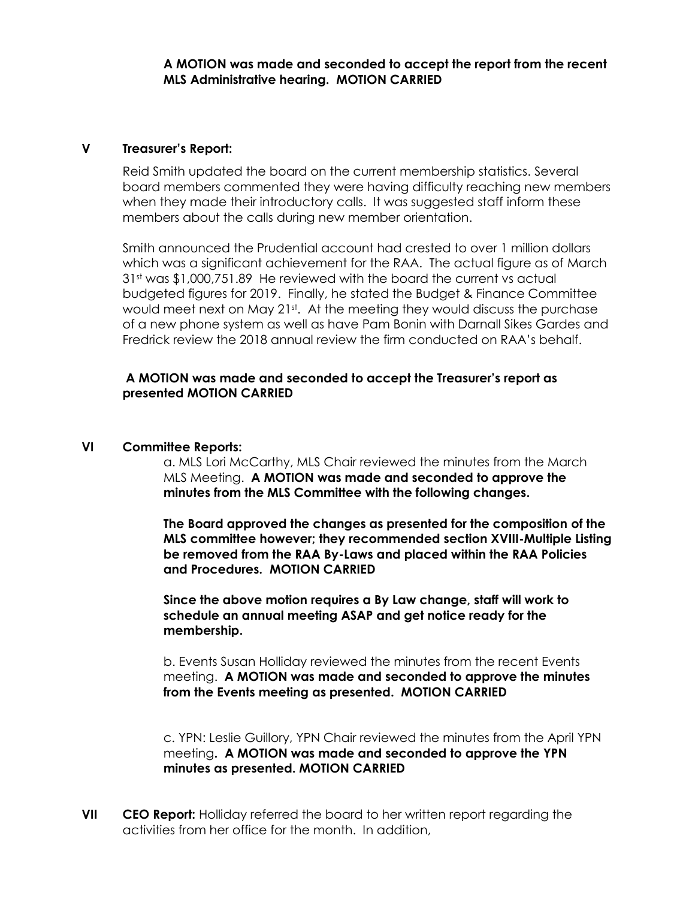**A MOTION was made and seconded to accept the report from the recent MLS Administrative hearing. MOTION CARRIED**

## V Treasurer's Report:

Reid Smith updated the board on the current membership statistics. Several board members commented they were having difficulty reaching new members when they made their introductory calls. It was suggested staff inform these members about the calls during new member orientation.

Smith announced the Prudential account had crested to over 1 million dollars which was a significant achievement for the RAA. The actual figure as of March 31st was $1,000,751.89 He reviewed with the board the current vs actual budgeted figures for 2019. Finally, he stated the Budget & Finance Committee would meet next on May 21st. At the meeting they would discuss the purchase of a new phone system as well as have Pam Bonin with Darnall Sikes Gardes and Fredrick review the 2018 annual review the firm conducted on RAA's behalf.

**A MOTION was made and seconded to accept the Treasurer's report as presented MOTION CARRIED**

## VI Committee Reports:

a. MLS Lori McCarthy, MLS Chair reviewed the minutes from the March MLS Meeting. **A MOTION was made and seconded to approve the minutes from the MLS Committee with the following changes.**

**The Board approved the changes as presented for the composition of the MLS committee however; they recommended section XVIII-Multiple Listing be removed from the RAA By-Laws and placed within the RAA Policies and Procedures. MOTION CARRIED**

**Since the above motion requires a By Law change, staff will work to schedule an annual meeting ASAP and get notice ready for the membership.**

b. Events Susan Holliday reviewed the minutes from the recent Events meeting. **A MOTION was made and seconded to approve the minutes from the Events meeting as presented. MOTION CARRIED**

c. YPN: Leslie Guillory, YPN Chair reviewed the minutes from the April YPN meeting**. A MOTION was made and seconded to approve the YPN minutes as presented. MOTION CARRIED**

## VII CEO Report:

Holliday referred the board to her written report regarding the activities from her office for the month. In addition,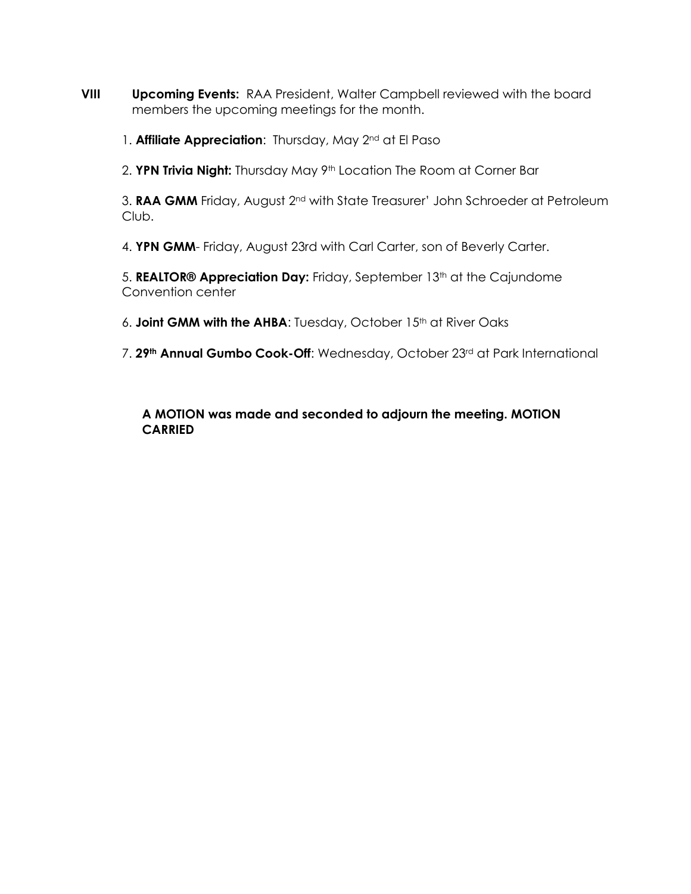**VIII** **Upcoming Events:** RAA President, Walter Campbell reviewed with the board members the upcoming meetings for the month.

1. **Affiliate Appreciation**: Thursday, May 2nd at El Paso

2. **YPN Trivia Night:** Thursday May 9th Location The Room at Corner Bar

3. **RAA GMM** Friday, August 2nd with State Treasurer' John Schroeder at Petroleum Club.

4. **YPN GMM**- Friday, August 23rd with Carl Carter, son of Beverly Carter.

5. **REALTOR® Appreciation Day:** Friday, September 13th at the Cajundome Convention center

6. **Joint GMM with the AHBA**: Tuesday, October 15th at River Oaks

7. **29th Annual Gumbo Cook-Off**: Wednesday, October 23rd at Park International

**A MOTION was made and seconded to adjourn the meeting. MOTION CARRIED**